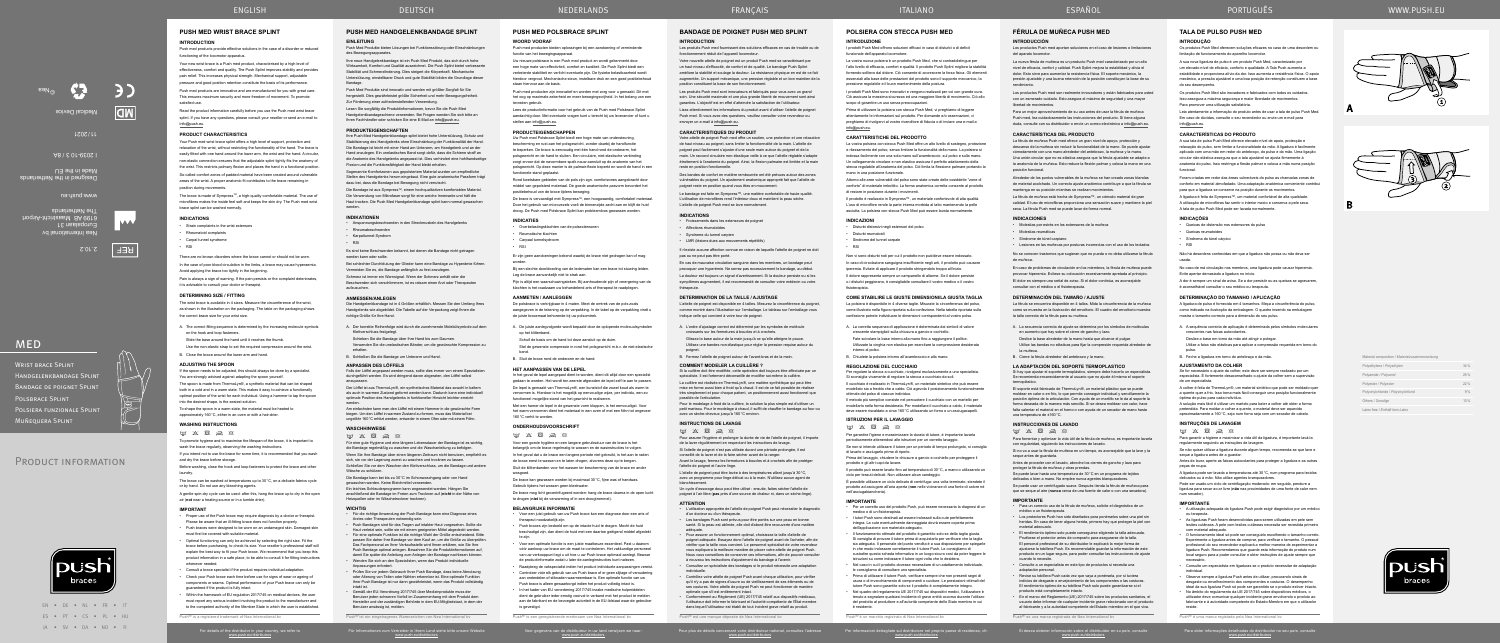ENGLISH | DEUTSCH | NEDERLANDS | FRANÇAIS | ITALIANO | ESPAÑOL | PORTUGUÊS | WWW.PUSH.EU

# MED

WRIST BRACE SPLINT
HANDGELENKBANDAGE SPLINT
BANDAGE DE POIGNET PUSH MED
POLSBRACE SPLINT
POLSIERA FUNZIONALE SPLINT
MUÑEQUERA SPLINT

PRODUCT INFORMATION

push braces

Medical Device

11-2021

www.push.eu

Made in the EU

The Netherlands

## PUSH MED WRIST BRACE SPLINT

### INTRODUCTION

### PRODUCT CHARACTERISTICS

### INDICATIONS

- Strain complaints in the wrist extensors
- Rheumatic complaints
- Carpal tunnel syndrome
- RSI

### DETERMINING SIZE / FITTING

### ADJUSTING THE SPOON

### WASHING INSTRUCTIONS

### IMPORTANT

## PUSH MED HANDGELENKBANDAGE SPLINT

### EINLEITUNG

### PRODUKTEIGENSCHAFTEN

### INDIKATIONEN

### ANMESSEN/ANLEGEN

### ANPASSEN DES LÖFFELS

### WASCHHINWEISE

### WICHTIG

## PUSH MED POLSBRACE SPLINT

### WOORD VOORAF

### PRODUCTEIGENSCHAPPEN

### INDICATIES

### AANMETEN / AANLEGGEN

### HET AANPASSEN VAN DE LEPEL

### ONDERHOUDSVOORSCHRIFT

### BELANGRIJKE INFORMATIE

## BANDAGE DE POIGNET PUSH MED SPLINT

### INTRODUCTION

### CARACTÉRISTIQUES DU PRODUIT

### INDICATIONS

### DÉTERMINATION DE LA TAILLE / AJUSTAGE

### COMMENT MODELER LA CUILLÈRE ?

### INSTRUCTIONS DE LAVAGE

### ATTENTION

## POLSIERA CON STECCA PUSH MED

### INTRODUZIONE

### CARATTERISTICHE DEL PRODOTTO

### INDICAZIONI

### COME STABILIRE LA GIUSTA DIMENSIONE/LA GIUSTA TAGLIA

### REGOLAZIONE DEL CUCCHIAIO

### ISTRUZIONI PER IL LAVAGGIO

### IMPORTANTE

## FÉRULA DE MUÑECA PUSH MED

### INTRODUCCIÓN

### CARACTERÍSTICAS DEL PRODUCTO

### INDICACIONES

### DETERMINACIÓN DEL TAMAÑO / AJUSTE

### LA ADAPTACIÓN DEL SOPORTE TERMOPLÁSTICO

### INSTRUCCIONES DE LAVADO

### IMPORTANTE

## TALA DE PULSO PUSH MED

### INTRODUÇÃO

### CARACTERÍSTICAS DO PRODUTO

### INDICAÇÕES

### DETERMINAÇÃO DO TAMANHO / APLICAÇÃO

### AJUSTAMENTO DA COLHER

### INSTRUÇÕES DE LAVAGEM

### IMPORTANTE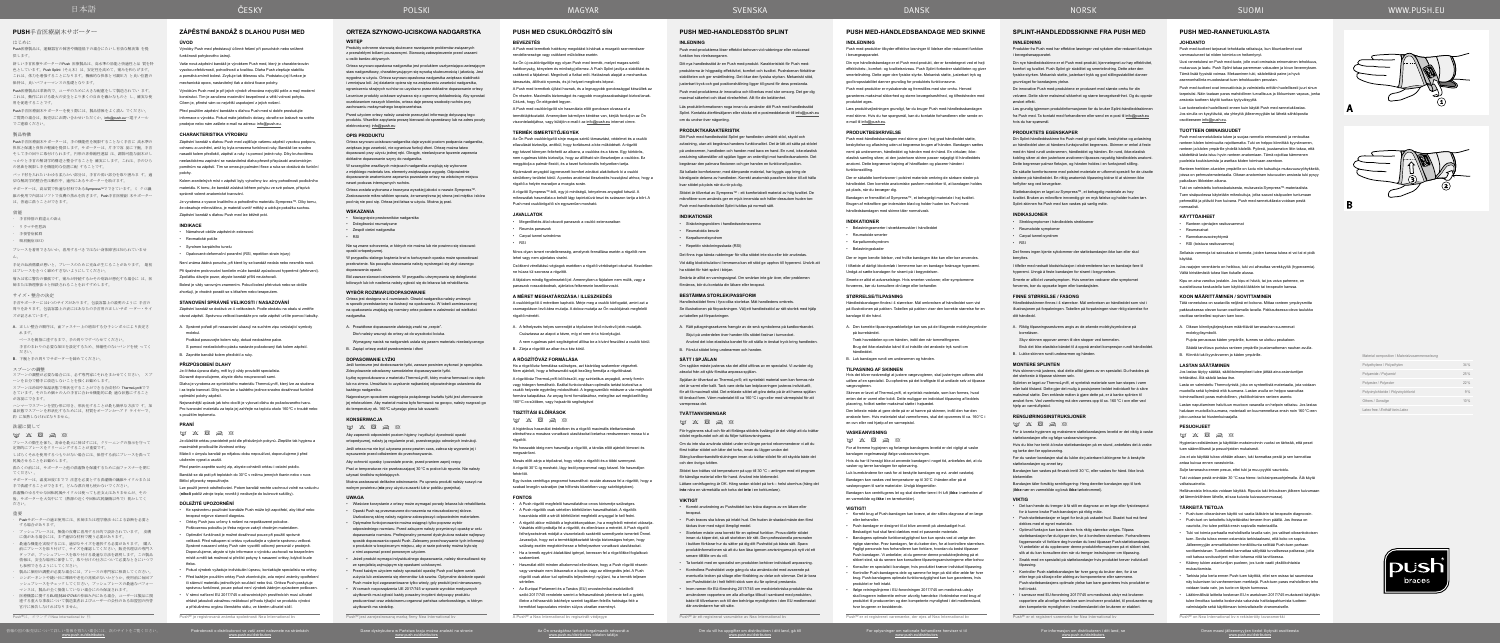# PUSH®手首関節用サポーター

# ZÁPĚSTNÍ BANDÁŽ S DLAHOU PUSH MED

## ÚVOD

## CHARAKTERISTIKA VÝROBKU

## INDIKACE

# ORTEZA SZYNOWO-UCISKOWA NADGARSTKA

## WSTĘP

## OPIS PRODUKTU

## WSKAZANIA

# PUSH MED CSUKLÓRÖGZÍTŐ SÍN

## BEVEZETÉS

# PUSH MED-HANDLEDSSTÖD SPLINT

## INLEDNING

## PRODUKTKARAKTERISTIK

## INDIKATIONER

# PUSH MED-HÅNDLEDSBANDAGE MED SKINNE

## INDLEDNING

## PRODUKTBESKRIVELSE

## INDIKATIONER

# SPLINT-HÅNDLEDDSSKINNE FRA PUSH MED

## INNLEDNING

## PRODUKTETS EGENSKAPER

## INDIKASJONER

# PUSH MED-RANNETUKILASTA

## JOHDANTO

## TUOTTEEN OMINAISUUDET

## KÄYTTÖAIHEET